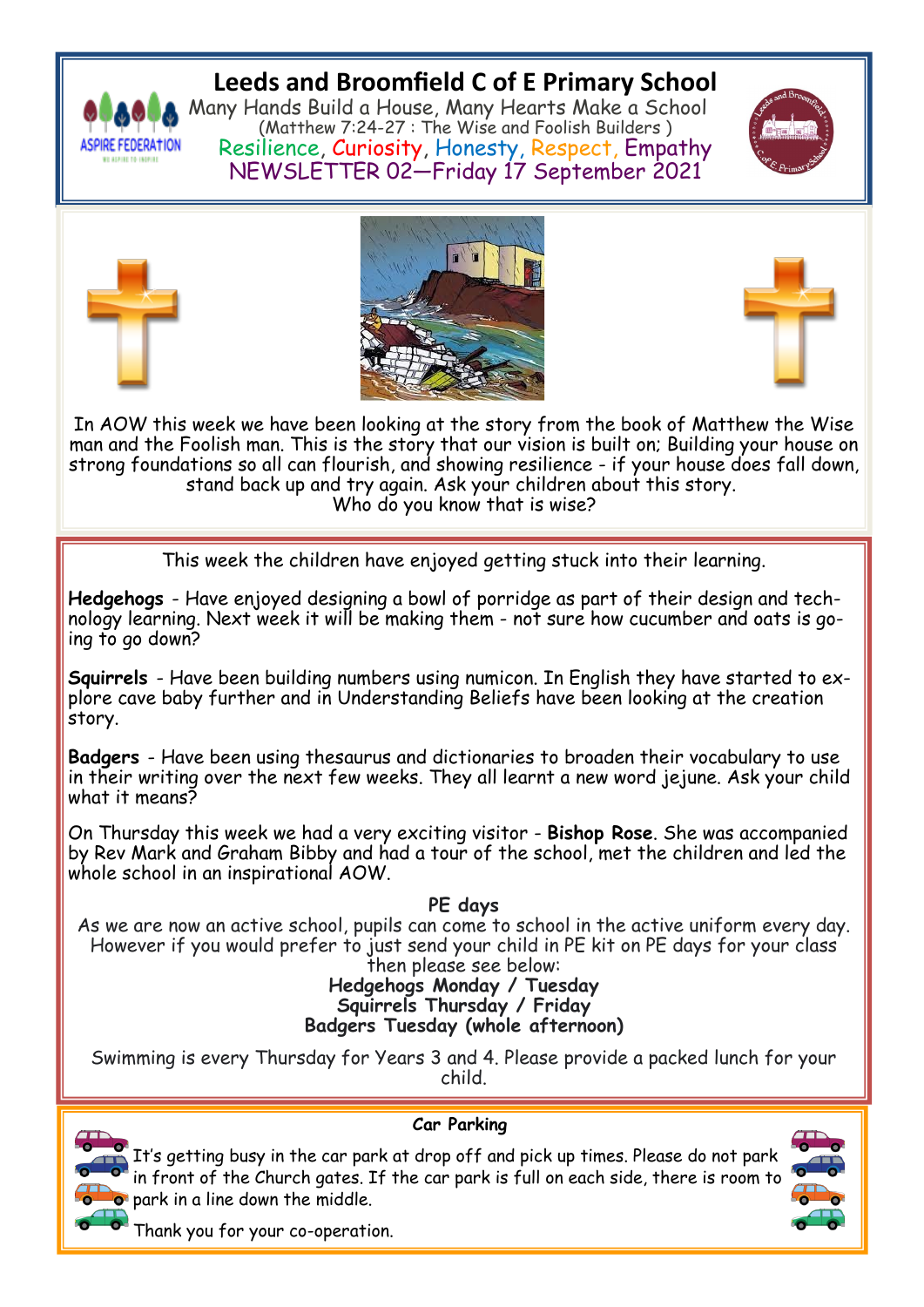# Leeds and Broomfield C of E Primary School

Many Hands Build a House, Many Hearts Make a School
(Matthew 7:24-27 : The Wise and Foolish Builders )

Resilience, Curiosity, Honesty, Respect, Empathy

NEWSLETTER 02—Friday 17 September 2021

In AOW this week we have been looking at the story from the book of Matthew the Wise man and the Foolish man. This is the story that our vision is built on; Building your house on strong foundations so all can flourish, and showing resilience - if your house does fall down, stand back up and try again. Ask your children about this story.
Who do you know that is wise?

This week the children have enjoyed getting stuck into their learning.

**Hedgehogs** - Have enjoyed designing a bowl of porridge as part of their design and technology learning. Next week it will be making them - not sure how cucumber and oats is going to go down?

**Squirrels** - Have been building numbers using numicon. In English they have started to explore cave baby further and in Understanding Beliefs have been looking at the creation story.

**Badgers** - Have been using thesaurus and dictionaries to broaden their vocabulary to use in their writing over the next few weeks. They all learnt a new word jejune. Ask your child what it means?

On Thursday this week we had a very exciting visitor - **Bishop Rose**. She was accompanied by Rev Mark and Graham Bibby and had a tour of the school, met the children and led the whole school in an inspirational AOW.

**PE days**

As we are now an active school, pupils can come to school in the active uniform every day. However if you would prefer to just send your child in PE kit on PE days for your class then please see below:

**Hedgehogs Monday / Tuesday**
**Squirrels Thursday / Friday**
**Badgers Tuesday (whole afternoon)**

Swimming is every Thursday for Years 3 and 4. Please provide a packed lunch for your child.

**Car Parking**

It's getting busy in the car park at drop off and pick up times. Please do not park in front of the Church gates. If the car park is full on each side, there is room to park in a line down the middle.

Thank you for your co-operation.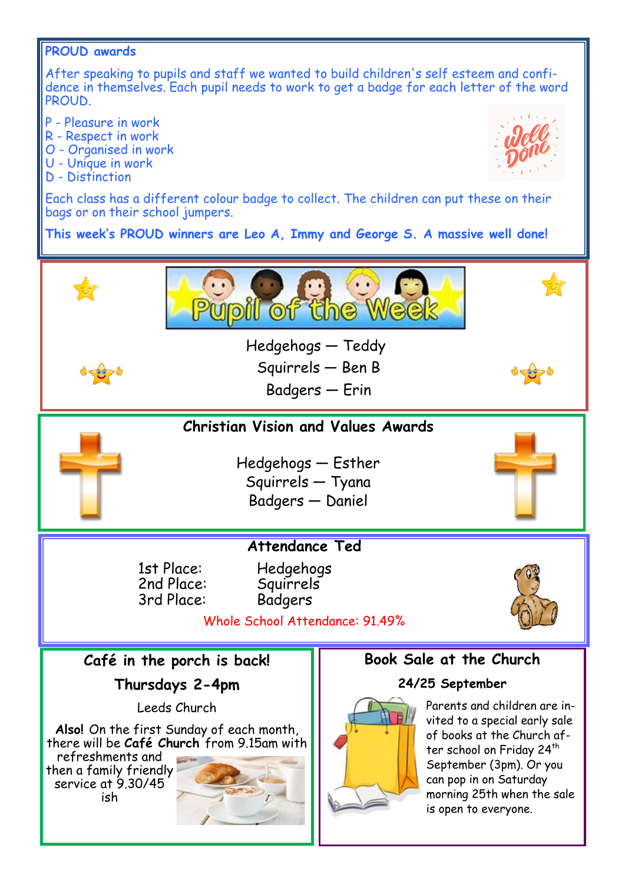## PROUD awards

After speaking to pupils and staff we wanted to build children's self esteem and confidence in themselves. Each pupil needs to work to get a badge for each letter of the word PROUD.

P - Pleasure in work
R - Respect in work
O - Organised in work
U - Unique in work
D - Distinction

Each class has a different colour badge to collect. The children can put these on their bags or on their school jumpers.

**This week's PROUD winners are Leo A, Immy and George S. A massive well done!**

## Pupil of the Week

Hedgehogs — Teddy
Squirrels — Ben B
Badgers — Erin

## Christian Vision and Values Awards

Hedgehogs — Esther
Squirrels — Tyana
Badgers — Daniel

## Attendance Ted

| | |
|---|---|
| 1st Place: | Hedgehogs |
| 2nd Place: | Squirrels |
| 3rd Place: | Badgers |

Whole School Attendance: 91.49%

## Café in the porch is back!

### Thursdays 2-4pm

Leeds Church

**Also!** On the first Sunday of each month, there will be **Café Church** from 9.15am with refreshments and then a family friendly service at 9.30/45 ish

## Book Sale at the Church

### 24/25 September

Parents and children are invited to a special early sale of books at the Church after school on Friday 24th September (3pm). Or you can pop in on Saturday morning 25th when the sale is open to everyone.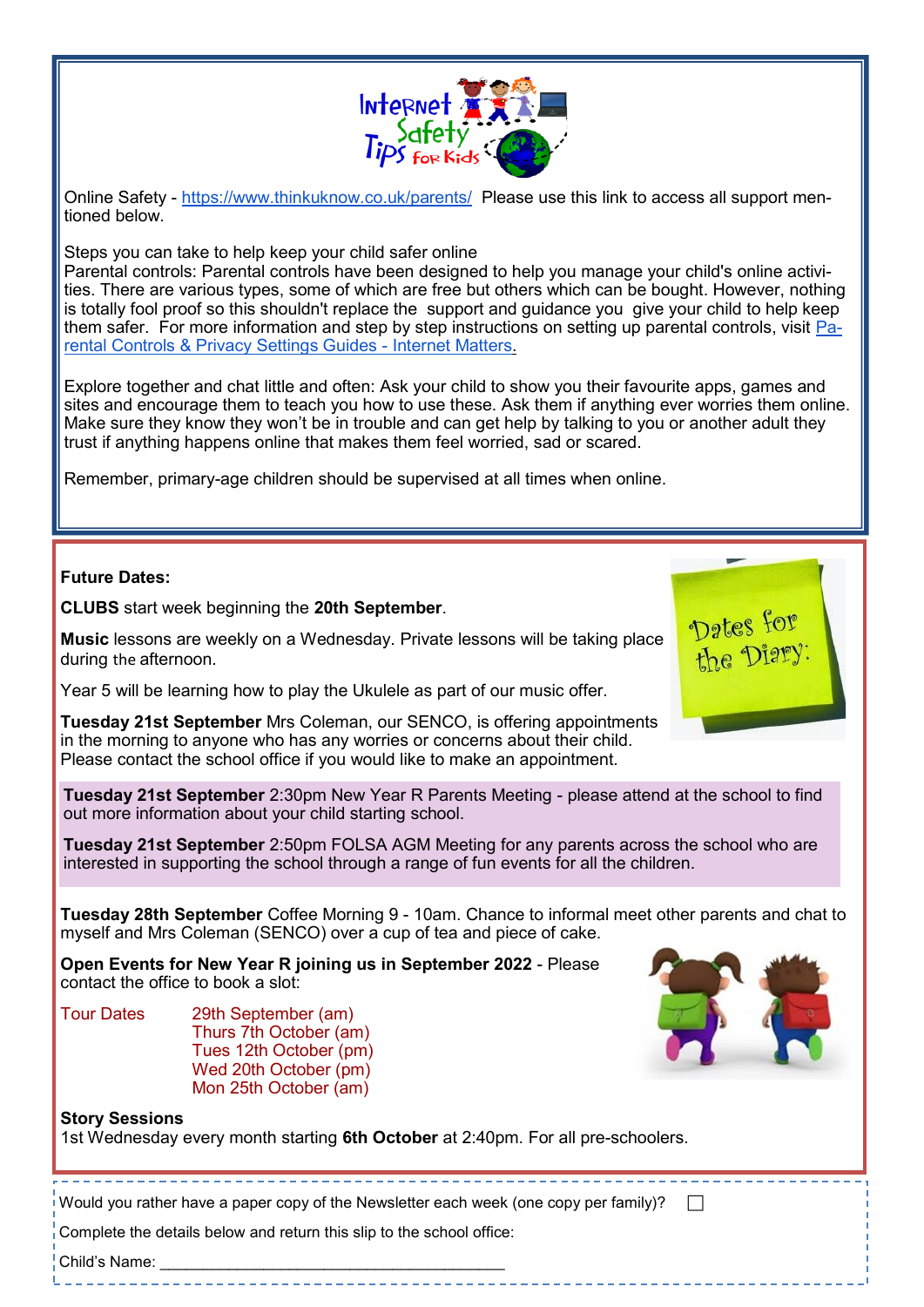Online Safety - https://www.thinkuknow.co.uk/parents/ Please use this link to access all support mentioned below.

Steps you can take to help keep your child safer online

Parental controls: Parental controls have been designed to help you manage your child's online activities. There are various types, some of which are free but others which can be bought. However, nothing is totally fool proof so this shouldn't replace the support and guidance you give your child to help keep them safer. For more information and step by step instructions on setting up parental controls, visit Parental Controls & Privacy Settings Guides - Internet Matters.

Explore together and chat little and often: Ask your child to show you their favourite apps, games and sites and encourage them to teach you how to use these. Ask them if anything ever worries them online. Make sure they know they won't be in trouble and can get help by talking to you or another adult they trust if anything happens online that makes them feel worried, sad or scared.

Remember, primary-age children should be supervised at all times when online.

**Future Dates:**

**CLUBS** start week beginning the **20th September**.

**Music** lessons are weekly on a Wednesday. Private lessons will be taking place during the afternoon.

Year 5 will be learning how to play the Ukulele as part of our music offer.

**Tuesday 21st September** Mrs Coleman, our SENCO, is offering appointments in the morning to anyone who has any worries or concerns about their child. Please contact the school office if you would like to make an appointment.

**Tuesday 21st September** 2:30pm New Year R Parents Meeting - please attend at the school to find out more information about your child starting school.

**Tuesday 21st September** 2:50pm FOLSA AGM Meeting for any parents across the school who are interested in supporting the school through a range of fun events for all the children.

**Tuesday 28th September** Coffee Morning 9 - 10am. Chance to informal meet other parents and chat to myself and Mrs Coleman (SENCO) over a cup of tea and piece of cake.

**Open Events for New Year R joining us in September 2022** - Please contact the office to book a slot:

Tour Dates
- 29th September (am)
- Thurs 7th October (am)
- Tues 12th October (pm)
- Wed 20th October (pm)
- Mon 25th October (am)

**Story Sessions**

1st Wednesday every month starting **6th October** at 2:40pm. For all pre-schoolers.

Would you rather have a paper copy of the Newsletter each week (one copy per family)? ☐

Complete the details below and return this slip to the school office:

Child's Name: ________________________________________